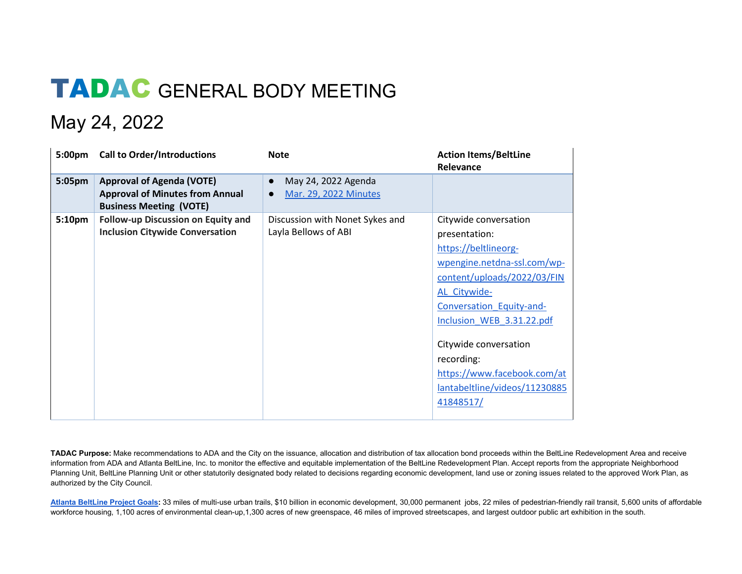# TADAC GENERAL BODY MEETING

## May 24, 2022

| 5:00pm | Call to Order/Introductions | Note | Action Items/BeltLine Relevance |
|---|---|---|---|
| 5:05pm | **Approval of Agenda (VOTE)**<br>**Approval of Minutes from Annual Business Meeting (VOTE)** | • May 24, 2022 Agenda<br>• Mar. 29, 2022 Minutes | |
| 5:10pm | **Follow-up Discussion on Equity and Inclusion Citywide Conversation** | Discussion with Nonet Sykes and Layla Bellows of ABI | Citywide conversation presentation: https://beltlineorg-wpengine.netdna-ssl.com/wp-content/uploads/2022/03/FINAL_Citywide-Conversation_Equity-and-Inclusion_WEB_3.31.22.pdf<br><br>Citywide conversation recording: https://www.facebook.com/atlantabeltline/videos/1123088541848517/ |

**TADAC Purpose:** Make recommendations to ADA and the City on the issuance, allocation and distribution of tax allocation bond proceeds within the BeltLine Redevelopment Area and receive information from ADA and Atlanta BeltLine, Inc. to monitor the effective and equitable implementation of the BeltLine Redevelopment Plan. Accept reports from the appropriate Neighborhood Planning Unit, BeltLine Planning Unit or other statutorily designated body related to decisions regarding economic development, land use or zoning issues related to the approved Work Plan, as authorized by the City Council.

**Atlanta BeltLine Project Goals:** 33 miles of multi-use urban trails, $10 billion in economic development, 30,000 permanent jobs, 22 miles of pedestrian-friendly rail transit, 5,600 units of affordable workforce housing, 1,100 acres of environmental clean-up,1,300 acres of new greenspace, 46 miles of improved streetscapes, and largest outdoor public art exhibition in the south.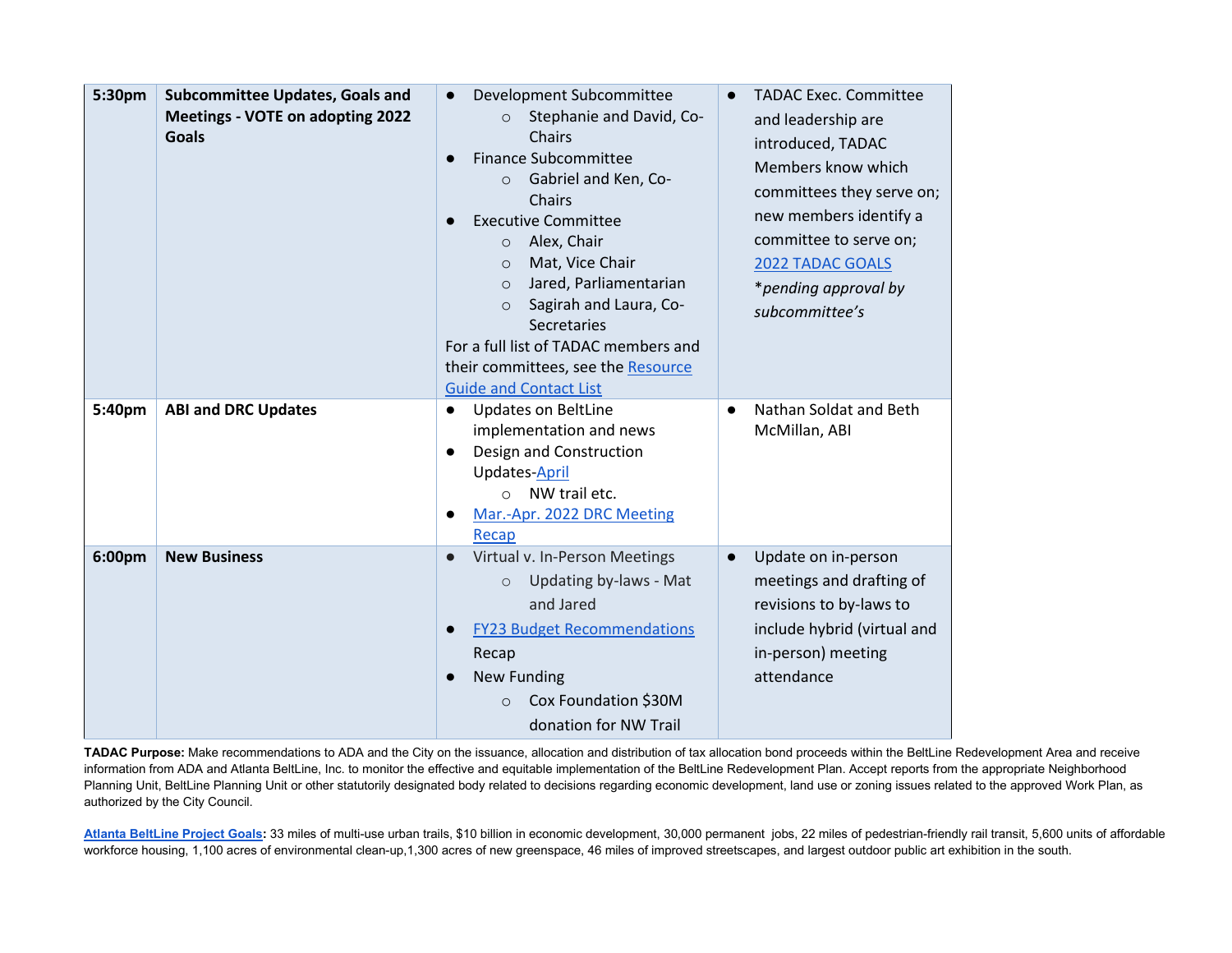| | | | |
|---|---|---|---|
| 5:30pm | **Subcommittee Updates, Goals and Meetings - VOTE on adopting 2022 Goals** | ● Development Subcommittee<br>　○ Stephanie and David, Co-Chairs<br>● Finance Subcommittee<br>　○ Gabriel and Ken, Co-Chairs<br>● Executive Committee<br>　○ Alex, Chair<br>　○ Mat, Vice Chair<br>　○ Jared, Parliamentarian<br>　○ Sagirah and Laura, Co-Secretaries<br>For a full list of TADAC members and their committees, see the Resource Guide and Contact List | ● TADAC Exec. Committee and leadership are introduced, TADAC Members know which committees they serve on; new members identify a committee to serve on; 2022 TADAC GOALS *\*pending approval by subcommittee's* |
| 5:40pm | **ABI and DRC Updates** | ● Updates on BeltLine implementation and news<br>● Design and Construction Updates-April<br>　○ NW trail etc.<br>● Mar.-Apr. 2022 DRC Meeting Recap | ● Nathan Soldat and Beth McMillan, ABI |
| 6:00pm | **New Business** | ● Virtual v. In-Person Meetings<br>　○ Updating by-laws - Mat and Jared<br>● FY23 Budget Recommendations Recap<br>● New Funding<br>　○ Cox Foundation $30M donation for NW Trail | ● Update on in-person meetings and drafting of revisions to by-laws to include hybrid (virtual and in-person) meeting attendance |

**TADAC Purpose:** Make recommendations to ADA and the City on the issuance, allocation and distribution of tax allocation bond proceeds within the BeltLine Redevelopment Area and receive information from ADA and Atlanta BeltLine, Inc. to monitor the effective and equitable implementation of the BeltLine Redevelopment Plan. Accept reports from the appropriate Neighborhood Planning Unit, BeltLine Planning Unit or other statutorily designated body related to decisions regarding economic development, land use or zoning issues related to the approved Work Plan, as authorized by the City Council.

**Atlanta BeltLine Project Goals:** 33 miles of multi-use urban trails, $10 billion in economic development, 30,000 permanent jobs, 22 miles of pedestrian-friendly rail transit, 5,600 units of affordable workforce housing, 1,100 acres of environmental clean-up,1,300 acres of new greenspace, 46 miles of improved streetscapes, and largest outdoor public art exhibition in the south.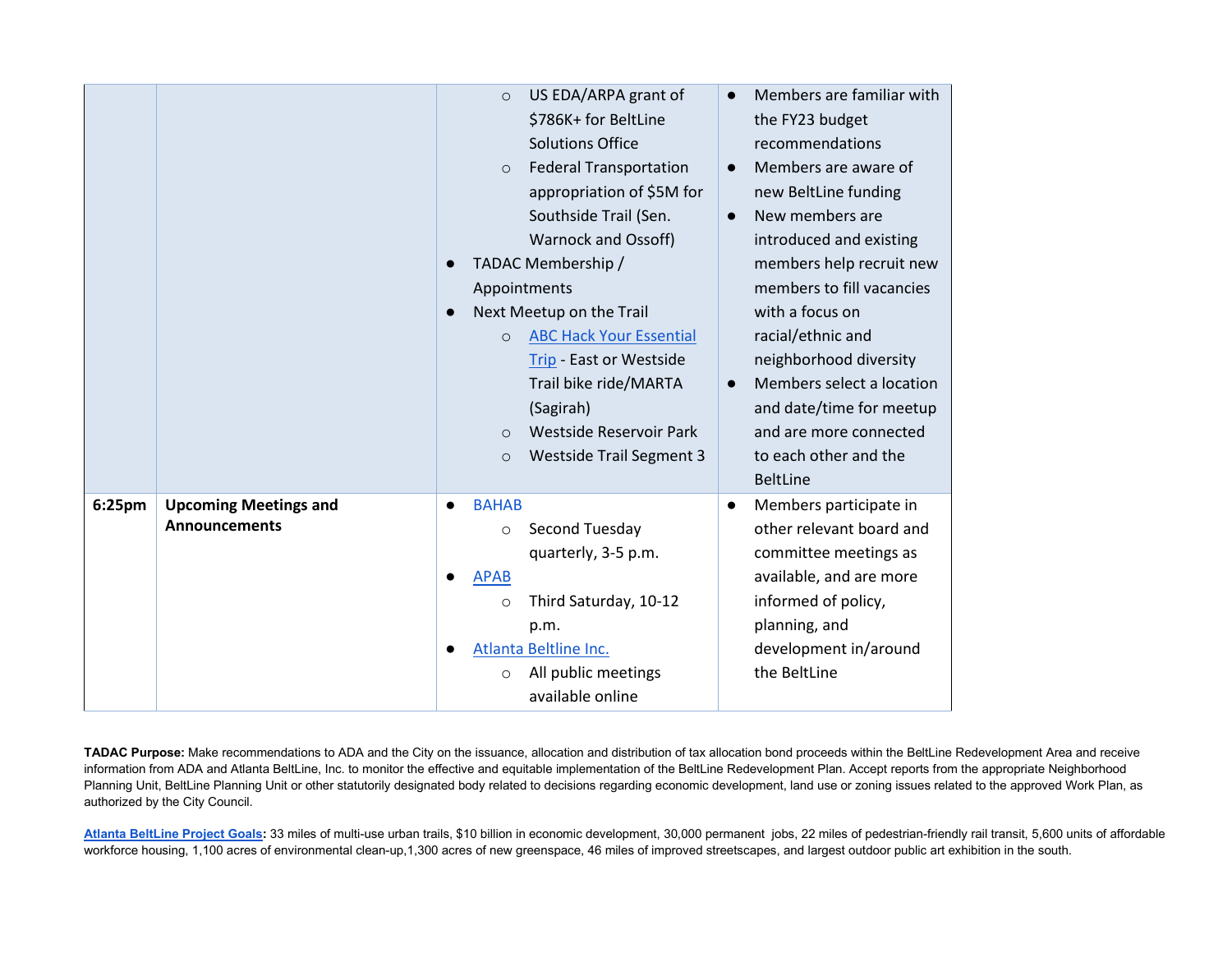| | | | |
|---|---|---|---|
| | | ○ US EDA/ARPA grant of \$786K+ for BeltLine Solutions Office<br>○ Federal Transportation appropriation of \$5M for Southside Trail (Sen. Warnock and Ossoff)<br>● TADAC Membership / Appointments<br>● Next Meetup on the Trail<br>○ ABC Hack Your Essential Trip - East or Westside Trail bike ride/MARTA (Sagirah)<br>○ Westside Reservoir Park<br>○ Westside Trail Segment 3 | ● Members are familiar with the FY23 budget recommendations<br>● Members are aware of new BeltLine funding<br>● New members are introduced and existing members help recruit new members to fill vacancies with a focus on racial/ethnic and neighborhood diversity<br>● Members select a location and date/time for meetup and are more connected to each other and the BeltLine |
| **6:25pm** | **Upcoming Meetings and Announcements** | ● BAHAB<br>○ Second Tuesday quarterly, 3-5 p.m.<br>● APAB<br>○ Third Saturday, 10-12 p.m.<br>● Atlanta Beltline Inc.<br>○ All public meetings available online | ● Members participate in other relevant board and committee meetings as available, and are more informed of policy, planning, and development in/around the BeltLine |

**TADAC Purpose:** Make recommendations to ADA and the City on the issuance, allocation and distribution of tax allocation bond proceeds within the BeltLine Redevelopment Area and receive information from ADA and Atlanta BeltLine, Inc. to monitor the effective and equitable implementation of the BeltLine Redevelopment Plan. Accept reports from the appropriate Neighborhood Planning Unit, BeltLine Planning Unit or other statutorily designated body related to decisions regarding economic development, land use or zoning issues related to the approved Work Plan, as authorized by the City Council.

**Atlanta BeltLine Project Goals:** 33 miles of multi-use urban trails, \$10 billion in economic development, 30,000 permanent jobs, 22 miles of pedestrian-friendly rail transit, 5,600 units of affordable workforce housing, 1,100 acres of environmental clean-up,1,300 acres of new greenspace, 46 miles of improved streetscapes, and largest outdoor public art exhibition in the south.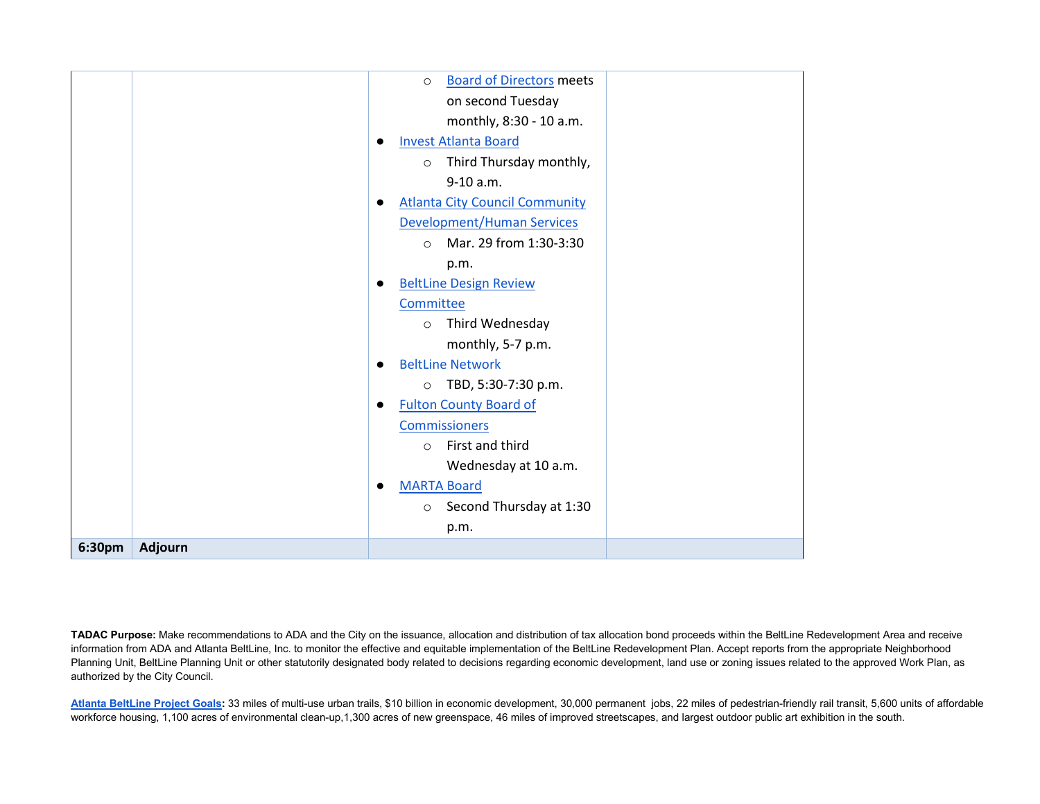| | | | |
|---|---|---|---|
| | | ◦ Board of Directors meets on second Tuesday monthly, 8:30 - 10 a.m.<br>• Invest Atlanta Board<br>◦ Third Thursday monthly, 9-10 a.m.<br>• Atlanta City Council Community Development/Human Services<br>◦ Mar. 29 from 1:30-3:30 p.m.<br>• BeltLine Design Review Committee<br>◦ Third Wednesday monthly, 5-7 p.m.<br>• BeltLine Network<br>◦ TBD, 5:30-7:30 p.m.<br>• Fulton County Board of Commissioners<br>◦ First and third Wednesday at 10 a.m.<br>• MARTA Board<br>◦ Second Thursday at 1:30 p.m. | |
| **6:30pm** | **Adjourn** | | |

**TADAC Purpose:** Make recommendations to ADA and the City on the issuance, allocation and distribution of tax allocation bond proceeds within the BeltLine Redevelopment Area and receive information from ADA and Atlanta BeltLine, Inc. to monitor the effective and equitable implementation of the BeltLine Redevelopment Plan. Accept reports from the appropriate Neighborhood Planning Unit, BeltLine Planning Unit or other statutorily designated body related to decisions regarding economic development, land use or zoning issues related to the approved Work Plan, as authorized by the City Council.

**Atlanta BeltLine Project Goals:** 33 miles of multi-use urban trails, $10 billion in economic development, 30,000 permanent jobs, 22 miles of pedestrian-friendly rail transit, 5,600 units of affordable workforce housing, 1,100 acres of environmental clean-up,1,300 acres of new greenspace, 46 miles of improved streetscapes, and largest outdoor public art exhibition in the south.